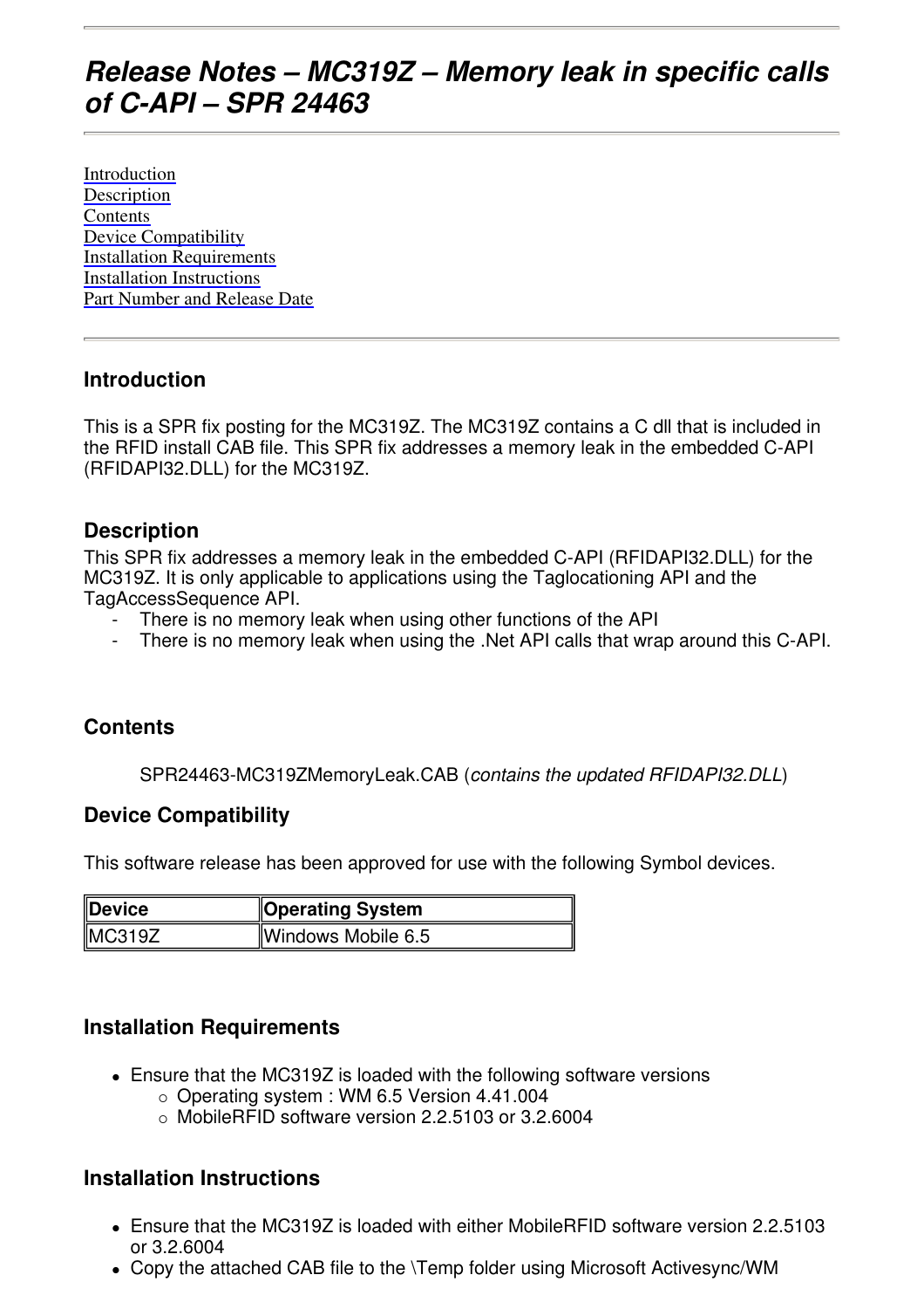# Release Notes – MC319Z – Memory leak in specific calls of C-API – SPR 24463

[Introduction](#introduction)
[Description](#description)
[Contents](#contents)
[Device Compatibility](#device-compatibility)
[Installation Requirements](#installation-requirements)
[Installation Instructions](#installation-instructions)
[Part Number and Release Date](#part-number-and-release-date)

## Introduction

This is a SPR fix posting for the MC319Z. The MC319Z contains a C dll that is included in the RFID install CAB file. This SPR fix addresses a memory leak in the embedded C-API (RFIDAPI32.DLL) for the MC319Z.

## Description

This SPR fix addresses a memory leak in the embedded C-API (RFIDAPI32.DLL) for the MC319Z. It is only applicable to applications using the Taglocationing API and the TagAccessSequence API.

- There is no memory leak when using other functions of the API
- There is no memory leak when using the .Net API calls that wrap around this C-API.

## Contents

SPR24463-MC319ZMemoryLeak.CAB (*contains the updated RFIDAPI32.DLL*)

## Device Compatibility

This software release has been approved for use with the following Symbol devices.

| Device | Operating System |
|---|---|
| MC319Z | Windows Mobile 6.5 |

## Installation Requirements

- Ensure that the MC319Z is loaded with the following software versions
  - Operating system : WM 6.5 Version 4.41.004
  - MobileRFID software version 2.2.5103 or 3.2.6004

## Installation Instructions

- Ensure that the MC319Z is loaded with either MobileRFID software version 2.2.5103 or 3.2.6004
- Copy the attached CAB file to the \Temp folder using Microsoft Activesync/WM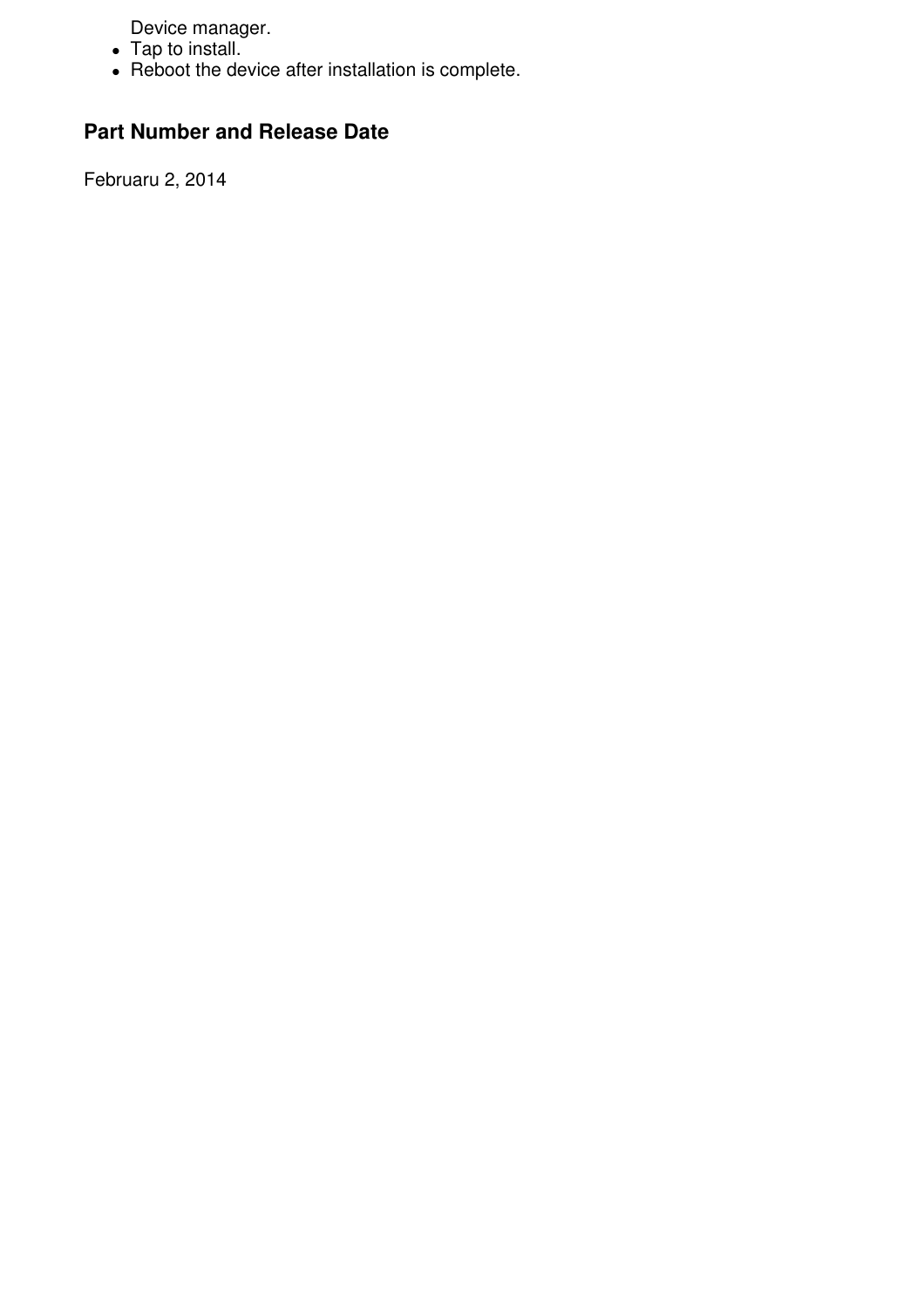Device manager.

- Tap to install.
- Reboot the device after installation is complete.

## Part Number and Release Date

Februaru 2, 2014